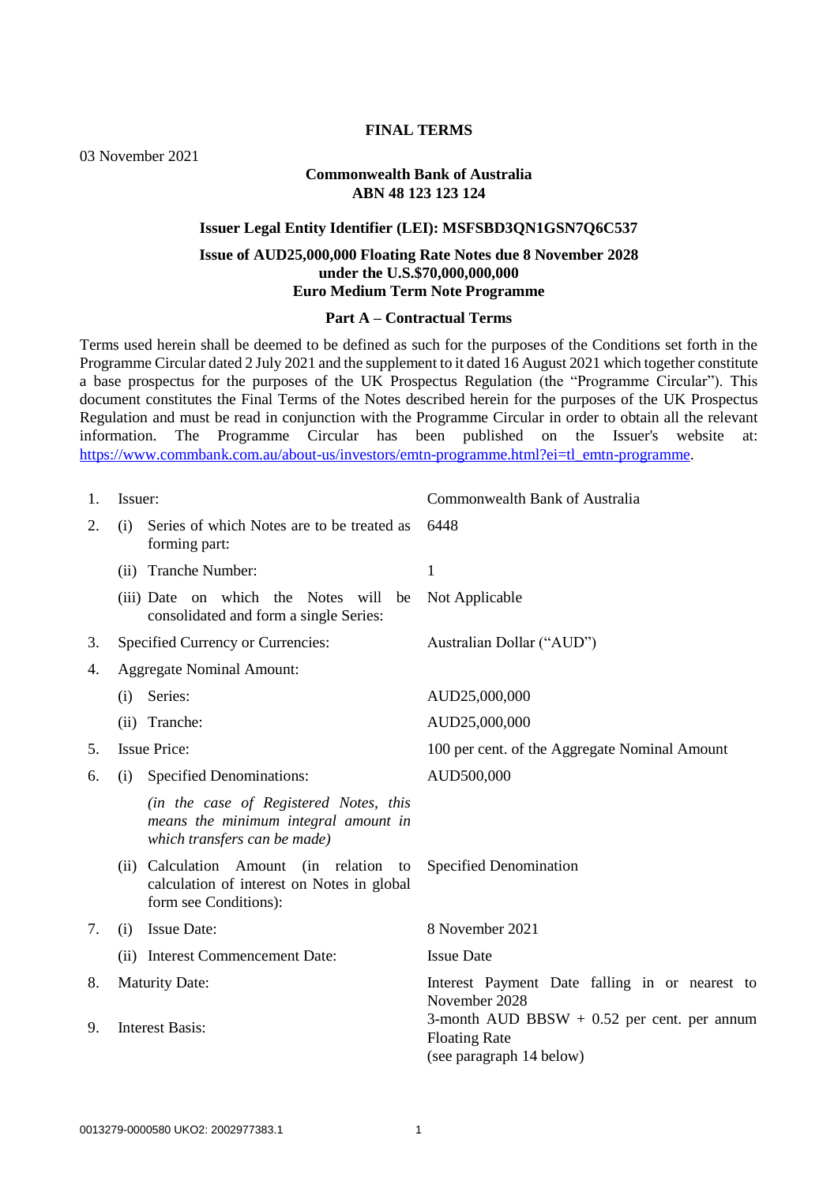# FINAL TERMS

03 November 2021

**Commonwealth Bank of Australia**
**ABN 48 123 123 124**

**Issuer Legal Entity Identifier (LEI): MSFSBD3QN1GSN7Q6C537**

**Issue of AUD25,000,000 Floating Rate Notes due 8 November 2028**
**under the U.S.$70,000,000,000**
**Euro Medium Term Note Programme**

## Part A – Contractual Terms

Terms used herein shall be deemed to be defined as such for the purposes of the Conditions set forth in the Programme Circular dated 2 July 2021 and the supplement to it dated 16 August 2021 which together constitute a base prospectus for the purposes of the UK Prospectus Regulation (the "Programme Circular"). This document constitutes the Final Terms of the Notes described herein for the purposes of the UK Prospectus Regulation and must be read in conjunction with the Programme Circular in order to obtain all the relevant information. The Programme Circular has been published on the Issuer's website at: https://www.commbank.com.au/about-us/investors/emtn-programme.html?ei=tl_emtn-programme.

| | | |
|---|---|---|
| 1. | Issuer: | Commonwealth Bank of Australia |
| 2. | (i) Series of which Notes are to be treated as forming part: | 6448 |
| | (ii) Tranche Number: | 1 |
| | (iii) Date on which the Notes will be consolidated and form a single Series: | Not Applicable |
| 3. | Specified Currency or Currencies: | Australian Dollar ("AUD") |
| 4. | Aggregate Nominal Amount: | |
| | (i) Series: | AUD25,000,000 |
| | (ii) Tranche: | AUD25,000,000 |
| 5. | Issue Price: | 100 per cent. of the Aggregate Nominal Amount |
| 6. | (i) Specified Denominations: *(in the case of Registered Notes, this means the minimum integral amount in which transfers can be made)* | AUD500,000 |
| | (ii) Calculation Amount (in relation to calculation of interest on Notes in global form see Conditions): | Specified Denomination |
| 7. | (i) Issue Date: | 8 November 2021 |
| | (ii) Interest Commencement Date: | Issue Date |
| 8. | Maturity Date: | Interest Payment Date falling in or nearest to November 2028 |
| 9. | Interest Basis: | 3-month AUD BBSW + 0.52 per cent. per annum Floating Rate (see paragraph 14 below) |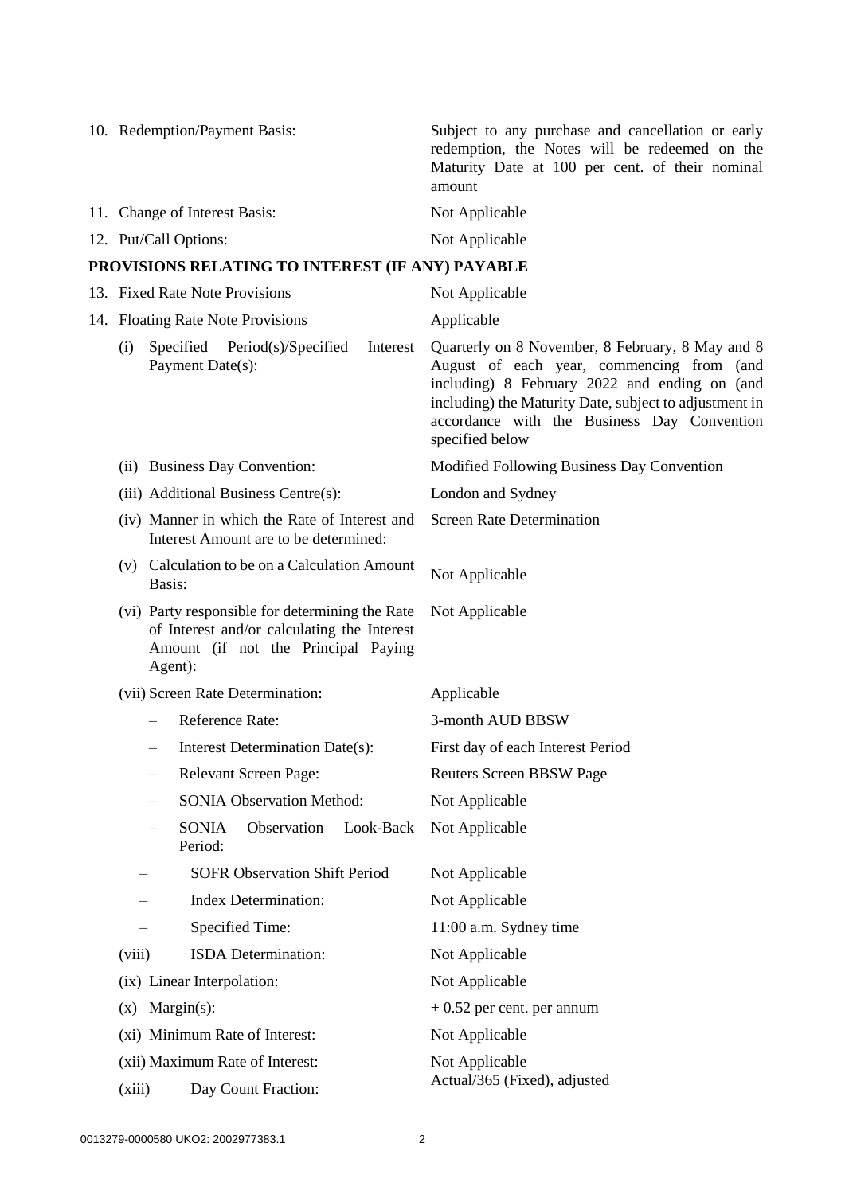| | |
|---|---|
| 10. Redemption/Payment Basis: | Subject to any purchase and cancellation or early redemption, the Notes will be redeemed on the Maturity Date at 100 per cent. of their nominal amount |
| 11. Change of Interest Basis: | Not Applicable |
| 12. Put/Call Options: | Not Applicable |

**PROVISIONS RELATING TO INTEREST (IF ANY) PAYABLE**

| | |
|---|---|
| 13. Fixed Rate Note Provisions | Not Applicable |
| 14. Floating Rate Note Provisions | Applicable |
| (i) Specified Period(s)/Specified Interest Payment Date(s): | Quarterly on 8 November, 8 February, 8 May and 8 August of each year, commencing from (and including) 8 February 2022 and ending on (and including) the Maturity Date, subject to adjustment in accordance with the Business Day Convention specified below |
| (ii) Business Day Convention: | Modified Following Business Day Convention |
| (iii) Additional Business Centre(s): | London and Sydney |
| (iv) Manner in which the Rate of Interest and Interest Amount are to be determined: | Screen Rate Determination |
| (v) Calculation to be on a Calculation Amount Basis: | Not Applicable |
| (vi) Party responsible for determining the Rate of Interest and/or calculating the Interest Amount (if not the Principal Paying Agent): | Not Applicable |
| (vii) Screen Rate Determination: | Applicable |
| – Reference Rate: | 3-month AUD BBSW |
| – Interest Determination Date(s): | First day of each Interest Period |
| – Relevant Screen Page: | Reuters Screen BBSW Page |
| – SONIA Observation Method: | Not Applicable |
| – SONIA Observation Look-Back Period: | Not Applicable |
| – SOFR Observation Shift Period | Not Applicable |
| – Index Determination: | Not Applicable |
| – Specified Time: | 11:00 a.m. Sydney time |
| (viii) ISDA Determination: | Not Applicable |
| (ix) Linear Interpolation: | Not Applicable |
| (x) Margin(s): | + 0.52 per cent. per annum |
| (xi) Minimum Rate of Interest: | Not Applicable |
| (xii) Maximum Rate of Interest: | Not Applicable |
| (xiii) Day Count Fraction: | Actual/365 (Fixed), adjusted |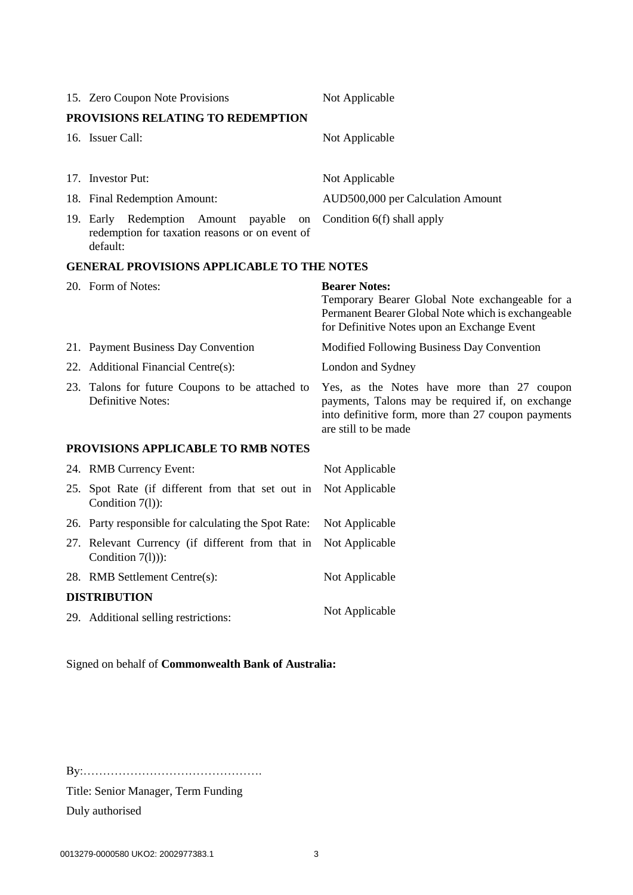| | |
|---|---|
| 15. Zero Coupon Note Provisions | Not Applicable |

**PROVISIONS RELATING TO REDEMPTION**

| | |
|---|---|
| 16. Issuer Call: | Not Applicable |
| 17. Investor Put: | Not Applicable |
| 18. Final Redemption Amount: | AUD500,000 per Calculation Amount |
| 19. Early Redemption Amount payable on redemption for taxation reasons or on event of default: | Condition 6(f) shall apply |

**GENERAL PROVISIONS APPLICABLE TO THE NOTES**

| | |
|---|---|
| 20. Form of Notes: | **Bearer Notes:** Temporary Bearer Global Note exchangeable for a Permanent Bearer Global Note which is exchangeable for Definitive Notes upon an Exchange Event |
| 21. Payment Business Day Convention | Modified Following Business Day Convention |
| 22. Additional Financial Centre(s): | London and Sydney |
| 23. Talons for future Coupons to be attached to Definitive Notes: | Yes, as the Notes have more than 27 coupon payments, Talons may be required if, on exchange into definitive form, more than 27 coupon payments are still to be made |

**PROVISIONS APPLICABLE TO RMB NOTES**

| | |
|---|---|
| 24. RMB Currency Event: | Not Applicable |
| 25. Spot Rate (if different from that set out in Condition 7(l)): | Not Applicable |
| 26. Party responsible for calculating the Spot Rate: | Not Applicable |
| 27. Relevant Currency (if different from that in Condition 7(l))): | Not Applicable |
| 28. RMB Settlement Centre(s): | Not Applicable |

**DISTRIBUTION**

| | |
|---|---|
| 29. Additional selling restrictions: | Not Applicable |

Signed on behalf of **Commonwealth Bank of Australia:**

By:……………………………………….

Title: Senior Manager, Term Funding

Duly authorised

0013279-0000580 UKO2: 2002977383.1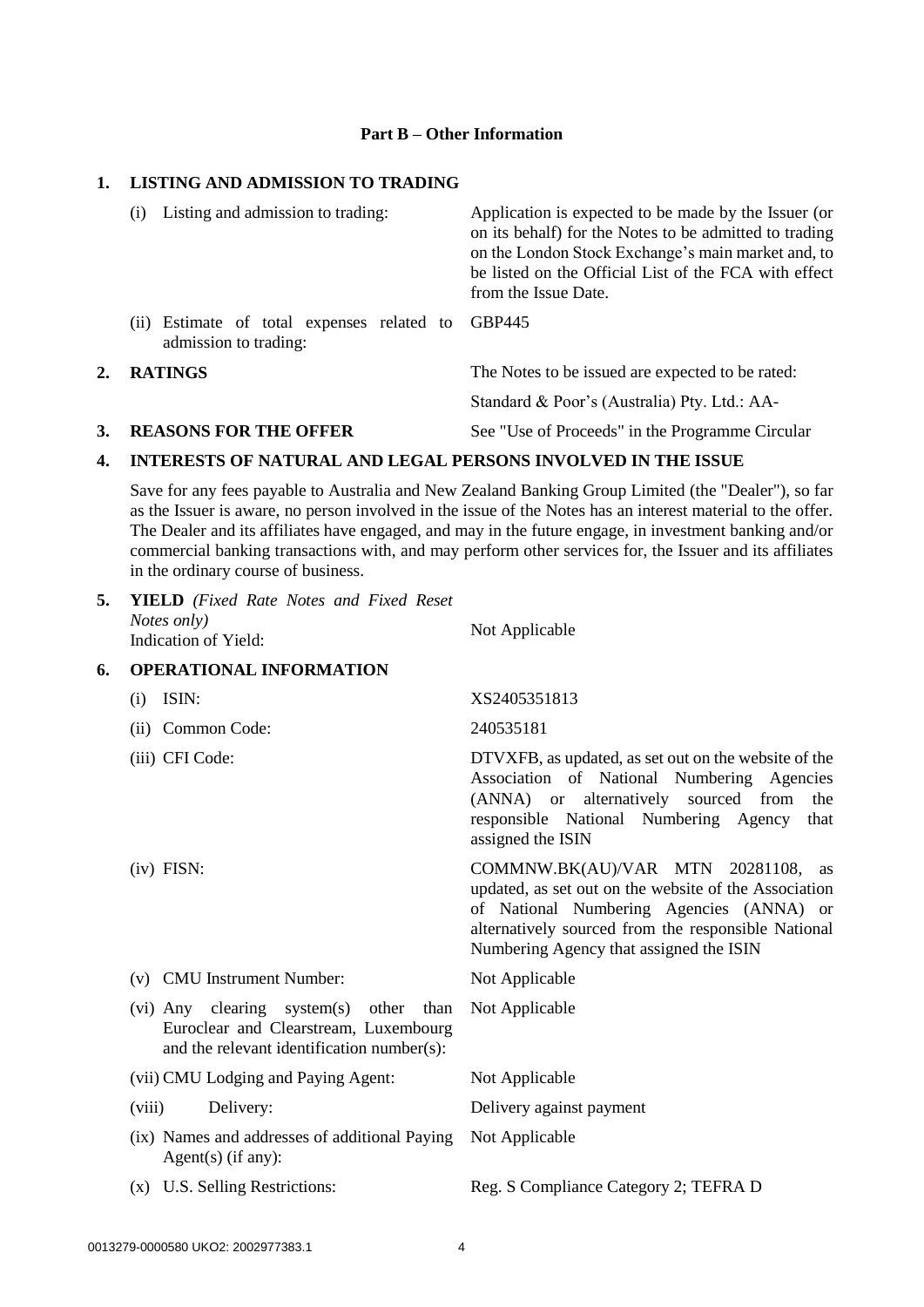## Part B – Other Information

### 1. LISTING AND ADMISSION TO TRADING

| | |
|---|---|
| (i) Listing and admission to trading: | Application is expected to be made by the Issuer (or on its behalf) for the Notes to be admitted to trading on the London Stock Exchange's main market and, to be listed on the Official List of the FCA with effect from the Issue Date. |
| (ii) Estimate of total expenses related to admission to trading: | GBP445 |

### 2. RATINGS

The Notes to be issued are expected to be rated:

Standard & Poor's (Australia) Pty. Ltd.: AA-

### 3. REASONS FOR THE OFFER

See "Use of Proceeds" in the Programme Circular

### 4. INTERESTS OF NATURAL AND LEGAL PERSONS INVOLVED IN THE ISSUE

Save for any fees payable to Australia and New Zealand Banking Group Limited (the "Dealer"), so far as the Issuer is aware, no person involved in the issue of the Notes has an interest material to the offer. The Dealer and its affiliates have engaged, and may in the future engage, in investment banking and/or commercial banking transactions with, and may perform other services for, the Issuer and its affiliates in the ordinary course of business.

### 5. YIELD *(Fixed Rate Notes and Fixed Reset Notes only)*

| | |
|---|---|
| Indication of Yield: | Not Applicable |

### 6. OPERATIONAL INFORMATION

| | |
|---|---|
| (i) ISIN: | XS2405351813 |
| (ii) Common Code: | 240535181 |
| (iii) CFI Code: | DTVXFB, as updated, as set out on the website of the Association of National Numbering Agencies (ANNA) or alternatively sourced from the responsible National Numbering Agency that assigned the ISIN |
| (iv) FISN: | COMMNW.BK(AU)/VAR MTN 20281108, as updated, as set out on the website of the Association of National Numbering Agencies (ANNA) or alternatively sourced from the responsible National Numbering Agency that assigned the ISIN |
| (v) CMU Instrument Number: | Not Applicable |
| (vi) Any clearing system(s) other than Euroclear and Clearstream, Luxembourg and the relevant identification number(s): | Not Applicable |
| (vii) CMU Lodging and Paying Agent: | Not Applicable |
| (viii) Delivery: | Delivery against payment |
| (ix) Names and addresses of additional Paying Agent(s) (if any): | Not Applicable |
| (x) U.S. Selling Restrictions: | Reg. S Compliance Category 2; TEFRA D |

0013279-0000580 UKO2: 2002977383.1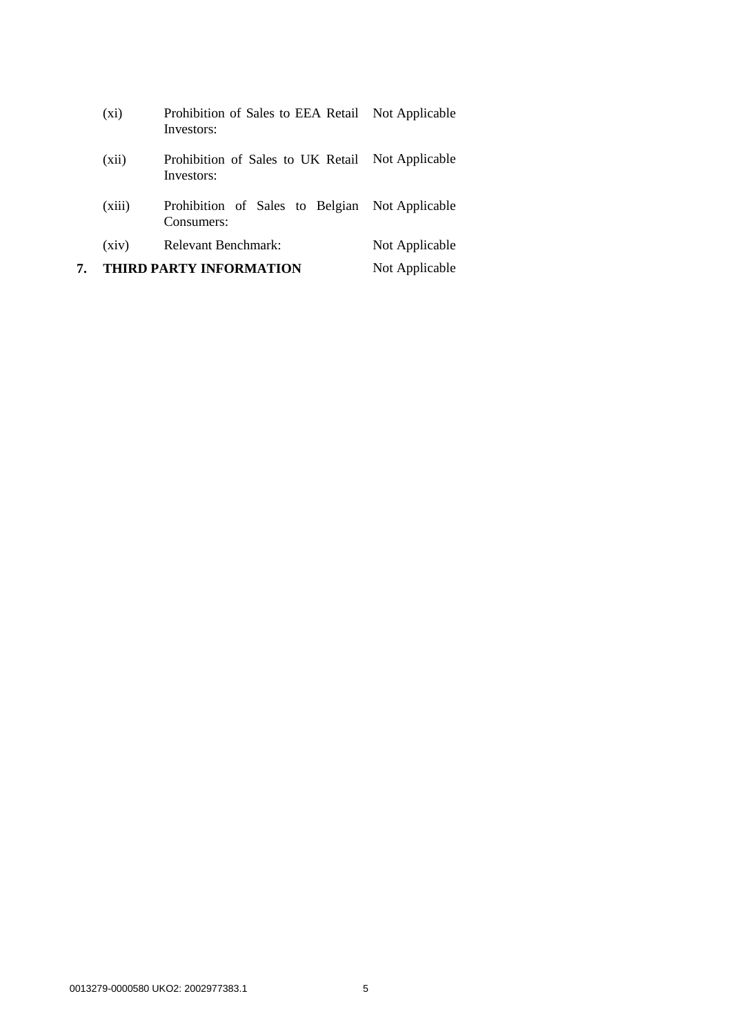| | | |
|---|---|---|
| (xi) | Prohibition of Sales to EEA Retail Investors: | Not Applicable |
| (xii) | Prohibition of Sales to UK Retail Investors: | Not Applicable |
| (xiii) | Prohibition of Sales to Belgian Consumers: | Not Applicable |
| (xiv) | Relevant Benchmark: | Not Applicable |

**7. THIRD PARTY INFORMATION** Not Applicable

0013279-0000580 UKO2: 2002977383.1